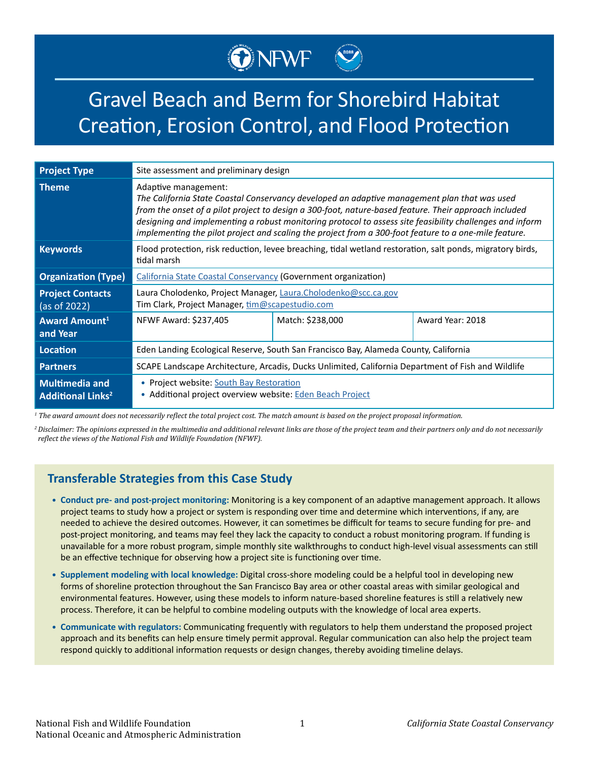# Gravel Beach and Berm for Shorebird Habitat Creation, Erosion Control, and Flood Protection

| | | | |
|---|---|---|---|
| **Project Type** | Site assessment and preliminary design | | |
| **Theme** | Adaptive management: *The California State Coastal Conservancy developed an adaptive management plan that was used from the onset of a pilot project to design a 300-foot, nature-based feature. Their approach included designing and implementing a robust monitoring protocol to assess site feasibility challenges and inform implementing the pilot project and scaling the project from a 300-foot feature to a one-mile feature.* | | |
| **Keywords** | Flood protection, risk reduction, levee breaching, tidal wetland restoration, salt ponds, migratory birds, tidal marsh | | |
| **Organization (Type)** | California State Coastal Conservancy (Government organization) | | |
| **Project Contacts** (as of 2022) | Laura Cholodenko, Project Manager, Laura.Cholodenko@scc.ca.gov<br>Tim Clark, Project Manager, tim@scapestudio.com | | |
| **Award Amount[1] and Year** | NFWF Award: $237,405 | Match: $238,000 | Award Year: 2018 |
| **Location** | Eden Landing Ecological Reserve, South San Francisco Bay, Alameda County, California | | |
| **Partners** | SCAPE Landscape Architecture, Arcadis, Ducks Unlimited, California Department of Fish and Wildlife | | |
| **Multimedia and Additional Links[2]** | • Project website: South Bay Restoration<br>• Additional project overview website: Eden Beach Project | | |

*[1] The award amount does not necessarily reflect the total project cost. The match amount is based on the project proposal information.*

*[2] Disclaimer: The opinions expressed in the multimedia and additional relevant links are those of the project team and their partners only and do not necessarily reflect the views of the National Fish and Wildlife Foundation (NFWF).*

## Transferable Strategies from this Case Study

- **Conduct pre- and post-project monitoring:** Monitoring is a key component of an adaptive management approach. It allows project teams to study how a project or system is responding over time and determine which interventions, if any, are needed to achieve the desired outcomes. However, it can sometimes be difficult for teams to secure funding for pre- and post-project monitoring, and teams may feel they lack the capacity to conduct a robust monitoring program. If funding is unavailable for a more robust program, simple monthly site walkthroughs to conduct high-level visual assessments can still be an effective technique for observing how a project site is functioning over time.
- **Supplement modeling with local knowledge:** Digital cross-shore modeling could be a helpful tool in developing new forms of shoreline protection throughout the San Francisco Bay area or other coastal areas with similar geological and environmental features. However, using these models to inform nature-based shoreline features is still a relatively new process. Therefore, it can be helpful to combine modeling outputs with the knowledge of local area experts.
- **Communicate with regulators:** Communicating frequently with regulators to help them understand the proposed project approach and its benefits can help ensure timely permit approval. Regular communication can also help the project team respond quickly to additional information requests or design changes, thereby avoiding timeline delays.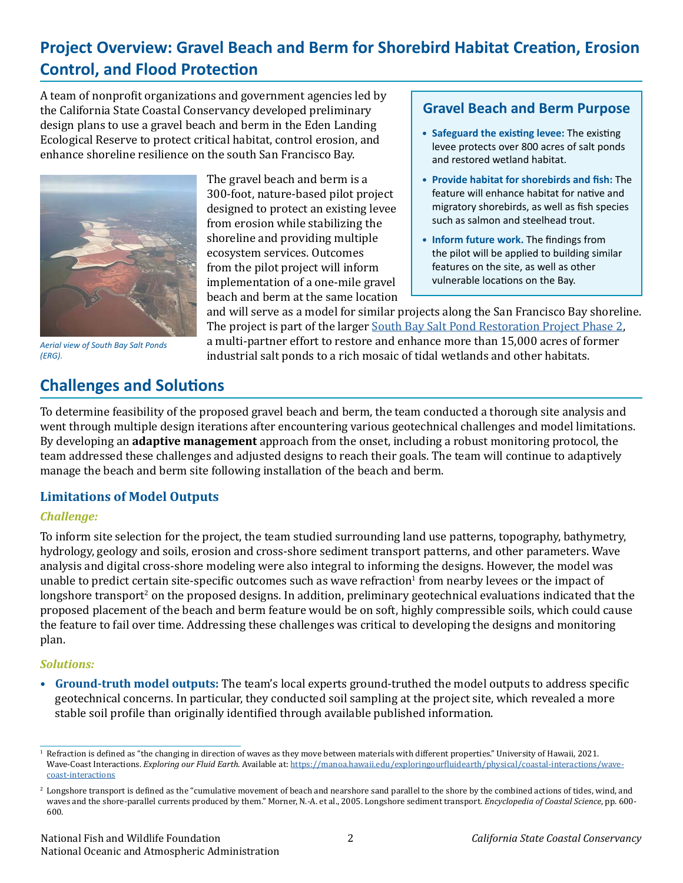## Project Overview: Gravel Beach and Berm for Shorebird Habitat Creation, Erosion Control, and Flood Protection

A team of nonprofit organizations and government agencies led by the California State Coastal Conservancy developed preliminary design plans to use a gravel beach and berm in the Eden Landing Ecological Reserve to protect critical habitat, control erosion, and enhance shoreline resilience on the south San Francisco Bay.

### Gravel Beach and Berm Purpose

- **Safeguard the existing levee:** The existing levee protects over 800 acres of salt ponds and restored wetland habitat.
- **Provide habitat for shorebirds and fish:** The feature will enhance habitat for native and migratory shorebirds, as well as fish species such as salmon and steelhead trout.
- **Inform future work.** The findings from the pilot will be applied to building similar features on the site, as well as other vulnerable locations on the Bay.

*Aerial view of South Bay Salt Ponds (ERG).*

The gravel beach and berm is a 300-foot, nature-based pilot project designed to protect an existing levee from erosion while stabilizing the shoreline and providing multiple ecosystem services. Outcomes from the pilot project will inform implementation of a one-mile gravel beach and berm at the same location and will serve as a model for similar projects along the San Francisco Bay shoreline. The project is part of the larger South Bay Salt Pond Restoration Project Phase 2, a multi-partner effort to restore and enhance more than 15,000 acres of former industrial salt ponds to a rich mosaic of tidal wetlands and other habitats.

## Challenges and Solutions

To determine feasibility of the proposed gravel beach and berm, the team conducted a thorough site analysis and went through multiple design iterations after encountering various geotechnical challenges and model limitations. By developing an **adaptive management** approach from the onset, including a robust monitoring protocol, the team addressed these challenges and adjusted designs to reach their goals. The team will continue to adaptively manage the beach and berm site following installation of the beach and berm.

### Limitations of Model Outputs

#### *Challenge:*

To inform site selection for the project, the team studied surrounding land use patterns, topography, bathymetry, hydrology, geology and soils, erosion and cross-shore sediment transport patterns, and other parameters. Wave analysis and digital cross-shore modeling were also integral to informing the designs. However, the model was unable to predict certain site-specific outcomes such as wave refraction[1] from nearby levees or the impact of longshore transport[2] on the proposed designs. In addition, preliminary geotechnical evaluations indicated that the proposed placement of the beach and berm feature would be on soft, highly compressible soils, which could cause the feature to fail over time. Addressing these challenges was critical to developing the designs and monitoring plan.

#### *Solutions:*

- **Ground-truth model outputs:** The team's local experts ground-truthed the model outputs to address specific geotechnical concerns. In particular, they conducted soil sampling at the project site, which revealed a more stable soil profile than originally identified through available published information.

---

[1] Refraction is defined as "the changing in direction of waves as they move between materials with different properties." University of Hawaii, 2021. Wave-Coast Interactions. *Exploring our Fluid Earth.* Available at: https://manoa.hawaii.edu/exploringourfluidearth/physical/coastal-interactions/wave-coast-interactions

[2] Longshore transport is defined as the "cumulative movement of beach and nearshore sand parallel to the shore by the combined actions of tides, wind, and waves and the shore-parallel currents produced by them." Morner, N.-A. et al., 2005. Longshore sediment transport. *Encyclopedia of Coastal Science*, pp. 600-600.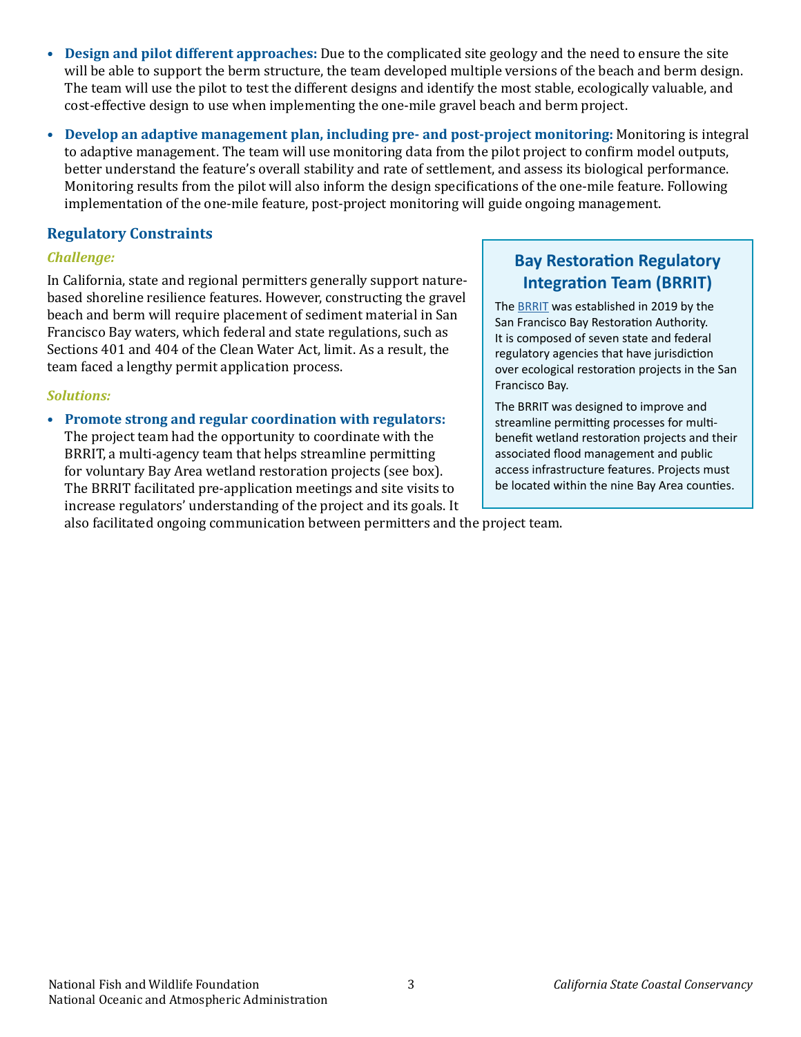- **Design and pilot different approaches:** Due to the complicated site geology and the need to ensure the site will be able to support the berm structure, the team developed multiple versions of the beach and berm design. The team will use the pilot to test the different designs and identify the most stable, ecologically valuable, and cost-effective design to use when implementing the one-mile gravel beach and berm project.
- **Develop an adaptive management plan, including pre- and post-project monitoring:** Monitoring is integral to adaptive management. The team will use monitoring data from the pilot project to confirm model outputs, better understand the feature's overall stability and rate of settlement, and assess its biological performance. Monitoring results from the pilot will also inform the design specifications of the one-mile feature. Following implementation of the one-mile feature, post-project monitoring will guide ongoing management.

## Regulatory Constraints

### *Challenge:*

In California, state and regional permitters generally support nature-based shoreline resilience features. However, constructing the gravel beach and berm will require placement of sediment material in San Francisco Bay waters, which federal and state regulations, such as Sections 401 and 404 of the Clean Water Act, limit. As a result, the team faced a lengthy permit application process.

### *Solutions:*

- **Promote strong and regular coordination with regulators:** The project team had the opportunity to coordinate with the BRRIT, a multi-agency team that helps streamline permitting for voluntary Bay Area wetland restoration projects (see box). The BRRIT facilitated pre-application meetings and site visits to increase regulators' understanding of the project and its goals. It also facilitated ongoing communication between permitters and the project team.

### Bay Restoration Regulatory Integration Team (BRRIT)

The BRRIT was established in 2019 by the San Francisco Bay Restoration Authority. It is composed of seven state and federal regulatory agencies that have jurisdiction over ecological restoration projects in the San Francisco Bay.

The BRRIT was designed to improve and streamline permitting processes for multi-benefit wetland restoration projects and their associated flood management and public access infrastructure features. Projects must be located within the nine Bay Area counties.